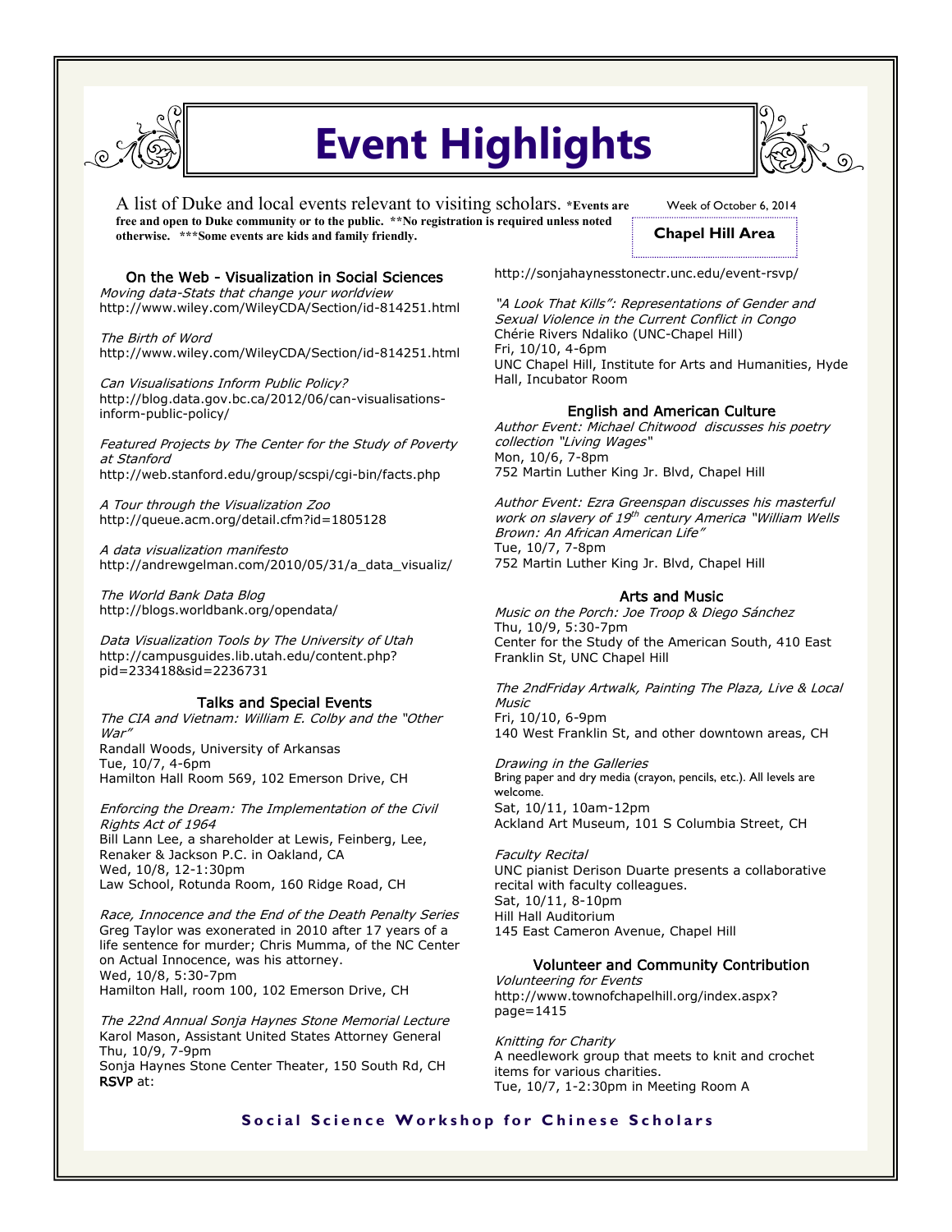# Event Highlights

A list of Duke and local events relevant to visiting scholars. **\*Events are free and open to Duke community or to the public. \*\*No registration is required unless noted otherwise. \*\*\*Some events are kids and family friendly.**

Week of October 6, 2014

**Chapel Hill Area**

## On the Web - Visualization in Social Sciences

*Moving data-Stats that change your worldview*
http://www.wiley.com/WileyCDA/Section/id-814251.html

*The Birth of Word*
http://www.wiley.com/WileyCDA/Section/id-814251.html

*Can Visualisations Inform Public Policy?*
http://blog.data.gov.bc.ca/2012/06/can-visualisations-inform-public-policy/

*Featured Projects by The Center for the Study of Poverty at Stanford*
http://web.stanford.edu/group/scspi/cgi-bin/facts.php

*A Tour through the Visualization Zoo*
http://queue.acm.org/detail.cfm?id=1805128

*A data visualization manifesto*
http://andrewgelman.com/2010/05/31/a_data_visualiz/

*The World Bank Data Blog*
http://blogs.worldbank.org/opendata/

*Data Visualization Tools by The University of Utah*
http://campusguides.lib.utah.edu/content.php?pid=233418&sid=2236731

## Talks and Special Events

*The CIA and Vietnam: William E. Colby and the "Other War"*
Randall Woods, University of Arkansas
Tue, 10/7, 4-6pm
Hamilton Hall Room 569, 102 Emerson Drive, CH

*Enforcing the Dream: The Implementation of the Civil Rights Act of 1964*
Bill Lann Lee, a shareholder at Lewis, Feinberg, Lee, Renaker & Jackson P.C. in Oakland, CA
Wed, 10/8, 12-1:30pm
Law School, Rotunda Room, 160 Ridge Road, CH

*Race, Innocence and the End of the Death Penalty Series*
Greg Taylor was exonerated in 2010 after 17 years of a life sentence for murder; Chris Mumma, of the NC Center on Actual Innocence, was his attorney.
Wed, 10/8, 5:30-7pm
Hamilton Hall, room 100, 102 Emerson Drive, CH

*The 22nd Annual Sonja Haynes Stone Memorial Lecture*
Karol Mason, Assistant United States Attorney General
Thu, 10/9, 7-9pm
Sonja Haynes Stone Center Theater, 150 South Rd, CH
**RSVP** at:
http://sonjahaynesstonectr.unc.edu/event-rsvp/

*"A Look That Kills": Representations of Gender and Sexual Violence in the Current Conflict in Congo*
Chérie Rivers Ndaliko (UNC-Chapel Hill)
Fri, 10/10, 4-6pm
UNC Chapel Hill, Institute for Arts and Humanities, Hyde Hall, Incubator Room

## English and American Culture

*Author Event: Michael Chitwood discusses his poetry collection "Living Wages"*
Mon, 10/6, 7-8pm
752 Martin Luther King Jr. Blvd, Chapel Hill

*Author Event: Ezra Greenspan discusses his masterful work on slavery of 19th century America "William Wells Brown: An African American Life"*
Tue, 10/7, 7-8pm
752 Martin Luther King Jr. Blvd, Chapel Hill

## Arts and Music

*Music on the Porch: Joe Troop & Diego Sánchez*
Thu, 10/9, 5:30-7pm
Center for the Study of the American South, 410 East Franklin St, UNC Chapel Hill

*The 2ndFriday Artwalk, Painting The Plaza, Live & Local Music*
Fri, 10/10, 6-9pm
140 West Franklin St, and other downtown areas, CH

*Drawing in the Galleries*
Bring paper and dry media (crayon, pencils, etc.). All levels are welcome.
Sat, 10/11, 10am-12pm
Ackland Art Museum, 101 S Columbia Street, CH

*Faculty Recital*
UNC pianist Derison Duarte presents a collaborative recital with faculty colleagues.
Sat, 10/11, 8-10pm
Hill Hall Auditorium
145 East Cameron Avenue, Chapel Hill

## Volunteer and Community Contribution

*Volunteering for Events*
http://www.townofchapelhill.org/index.aspx?page=1415

*Knitting for Charity*
A needlework group that meets to knit and crochet items for various charities.
Tue, 10/7, 1-2:30pm in Meeting Room A

**Social Science Workshop for Chinese Scholars**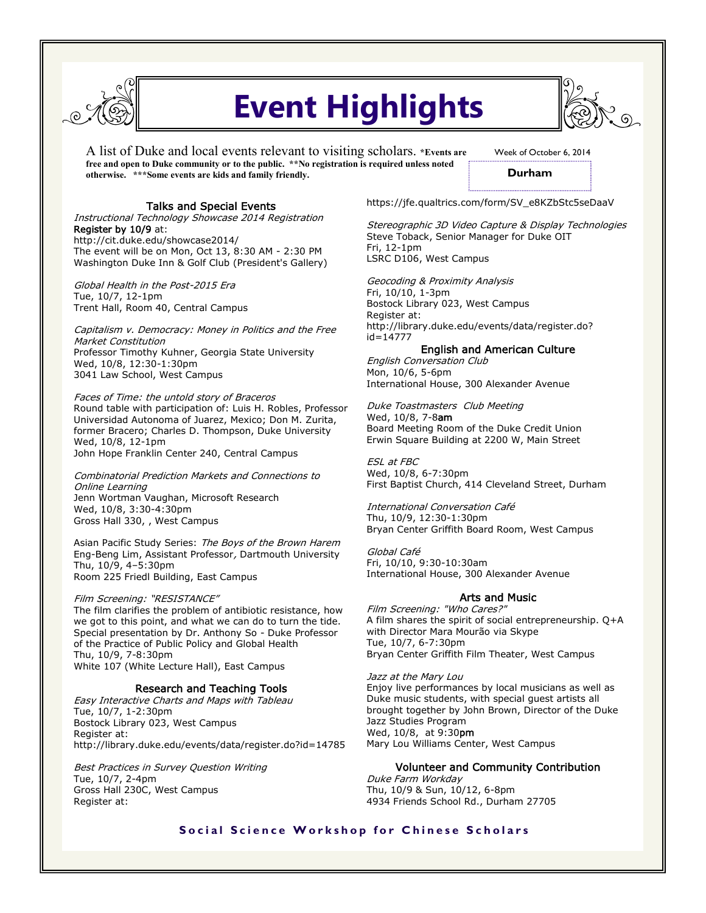# Event Highlights

A list of Duke and local events relevant to visiting scholars. **\*Events are free and open to Duke community or to the public. \*\*No registration is required unless noted otherwise. \*\*\*Some events are kids and family friendly.**

Week of October 6, 2014

**Durham**

## Talks and Special Events

*Instructional Technology Showcase 2014 Registration*
Register by 10/9 at:
http://cit.duke.edu/showcase2014/
The event will be on Mon, Oct 13, 8:30 AM - 2:30 PM
Washington Duke Inn & Golf Club (President's Gallery)

*Global Health in the Post-2015 Era*
Tue, 10/7, 12-1pm
Trent Hall, Room 40, Central Campus

*Capitalism v. Democracy: Money in Politics and the Free Market Constitution*
Professor Timothy Kuhner, Georgia State University
Wed, 10/8, 12:30-1:30pm
3041 Law School, West Campus

*Faces of Time: the untold story of Braceros*
Round table with participation of: Luis H. Robles, Professor Universidad Autonoma of Juarez, Mexico; Don M. Zurita, former Bracero; Charles D. Thompson, Duke University
Wed, 10/8, 12-1pm
John Hope Franklin Center 240, Central Campus

*Combinatorial Prediction Markets and Connections to Online Learning*
Jenn Wortman Vaughan, Microsoft Research
Wed, 10/8, 3:30-4:30pm
Gross Hall 330, , West Campus

Asian Pacific Study Series: *The Boys of the Brown Harem*
Eng-Beng Lim, Assistant Professor*,* Dartmouth University
Thu, 10/9, 4–5:30pm
Room 225 Friedl Building, East Campus

*Film Screening: "RESISTANCE"*
The film clarifies the problem of antibiotic resistance, how we got to this point, and what we can do to turn the tide. Special presentation by Dr. Anthony So - Duke Professor of the Practice of Public Policy and Global Health
Thu, 10/9, 7-8:30pm
White 107 (White Lecture Hall), East Campus

## Research and Teaching Tools

*Easy Interactive Charts and Maps with Tableau*
Tue, 10/7, 1-2:30pm
Bostock Library 023, West Campus
Register at:
http://library.duke.edu/events/data/register.do?id=14785

*Best Practices in Survey Question Writing*
Tue, 10/7, 2-4pm
Gross Hall 230C, West Campus
Register at:
https://jfe.qualtrics.com/form/SV_e8KZbStc5seDaaV

*Stereographic 3D Video Capture & Display Technologies*
Steve Toback, Senior Manager for Duke OIT
Fri, 12-1pm
LSRC D106, West Campus

*Geocoding & Proximity Analysis*
Fri, 10/10, 1-3pm
Bostock Library 023, West Campus
Register at:
http://library.duke.edu/events/data/register.do?id=14777

## English and American Culture

*English Conversation Club*
Mon, 10/6, 5-6pm
International House, 300 Alexander Avenue

*Duke Toastmasters Club Meeting*
Wed, 10/8, 7-8am
Board Meeting Room of the Duke Credit Union
Erwin Square Building at 2200 W, Main Street

*ESL at FBC*
Wed, 10/8, 6-7:30pm
First Baptist Church, 414 Cleveland Street, Durham

*International Conversation Café*
Thu, 10/9, 12:30-1:30pm
Bryan Center Griffith Board Room, West Campus

*Global Café*
Fri, 10/10, 9:30-10:30am
International House, 300 Alexander Avenue

## Arts and Music

*Film Screening: "Who Cares?"*
A film shares the spirit of social entrepreneurship. Q+A with Director Mara Mourão via Skype
Tue, 10/7, 6-7:30pm
Bryan Center Griffith Film Theater, West Campus

*Jazz at the Mary Lou*
Enjoy live performances by local musicians as well as Duke music students, with special guest artists all brought together by John Brown, Director of the Duke Jazz Studies Program
Wed, 10/8, at 9:30pm
Mary Lou Williams Center, West Campus

## Volunteer and Community Contribution

*Duke Farm Workday*
Thu, 10/9 & Sun, 10/12, 6-8pm
4934 Friends School Rd., Durham 27705

**Social Science Workshop for Chinese Scholars**